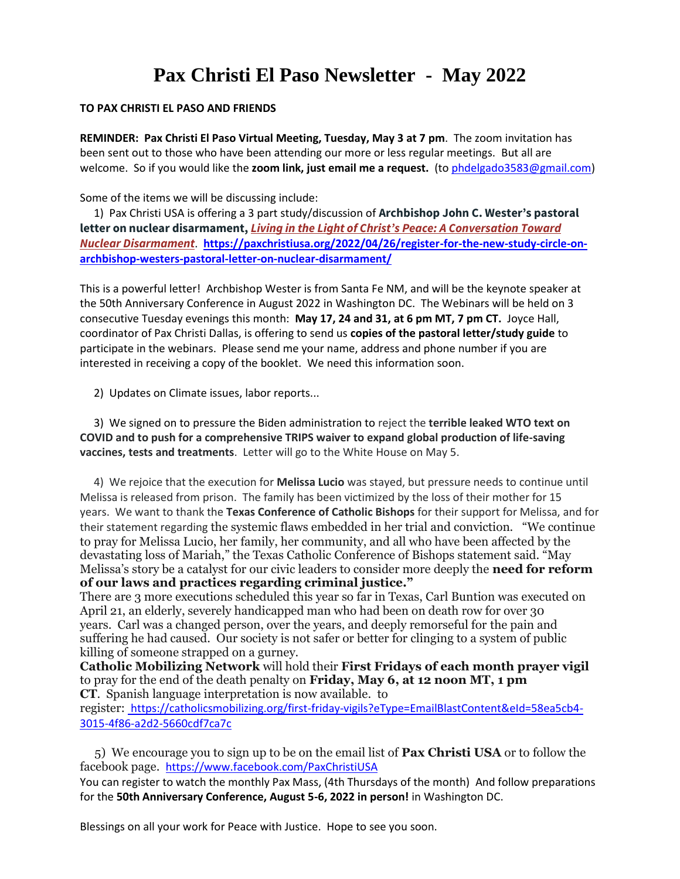# Pax Christi El Paso Newsletter - May 2022

**TO PAX CHRISTI EL PASO AND FRIENDS**

**REMINDER: Pax Christi El Paso Virtual Meeting, Tuesday, May 3 at 7 pm**. The zoom invitation has been sent out to those who have been attending our more or less regular meetings. But all are welcome. So if you would like the **zoom link, just email me a request.** (to phdelgado3583@gmail.com)

Some of the items we will be discussing include:

1) Pax Christi USA is offering a 3 part study/discussion of **Archbishop John C. Wester's pastoral letter on nuclear disarmament, *Living in the Light of Christ's Peace: A Conversation Toward Nuclear Disarmament***. **https://paxchristiusa.org/2022/04/26/register-for-the-new-study-circle-on-archbishop-westers-pastoral-letter-on-nuclear-disarmament/**

This is a powerful letter! Archbishop Wester is from Santa Fe NM, and will be the keynote speaker at the 50th Anniversary Conference in August 2022 in Washington DC. The Webinars will be held on 3 consecutive Tuesday evenings this month: **May 17, 24 and 31, at 6 pm MT, 7 pm CT.** Joyce Hall, coordinator of Pax Christi Dallas, is offering to send us **copies of the pastoral letter/study guide** to participate in the webinars. Please send me your name, address and phone number if you are interested in receiving a copy of the booklet. We need this information soon.

2) Updates on Climate issues, labor reports...

3) We signed on to pressure the Biden administration to reject the **terrible leaked WTO text on COVID and to push for a comprehensive TRIPS waiver to expand global production of life-saving vaccines, tests and treatments**. Letter will go to the White House on May 5.

4) We rejoice that the execution for **Melissa Lucio** was stayed, but pressure needs to continue until Melissa is released from prison. The family has been victimized by the loss of their mother for 15 years. We want to thank the **Texas Conference of Catholic Bishops** for their support for Melissa, and for their statement regarding the systemic flaws embedded in her trial and conviction. "We continue to pray for Melissa Lucio, her family, her community, and all who have been affected by the devastating loss of Mariah," the Texas Catholic Conference of Bishops statement said. "May Melissa's story be a catalyst for our civic leaders to consider more deeply the **need for reform of our laws and practices regarding criminal justice."**

There are 3 more executions scheduled this year so far in Texas, Carl Buntion was executed on April 21, an elderly, severely handicapped man who had been on death row for over 30 years. Carl was a changed person, over the years, and deeply remorseful for the pain and suffering he had caused. Our society is not safer or better for clinging to a system of public killing of someone strapped on a gurney.

**Catholic Mobilizing Network** will hold their **First Fridays of each month prayer vigil** to pray for the end of the death penalty on **Friday, May 6, at 12 noon MT, 1 pm CT**. Spanish language interpretation is now available. to register: https://catholicsmobilizing.org/first-friday-vigils?eType=EmailBlastContent&eId=58ea5cb4-3015-4f86-a2d2-5660cdf7ca7c

5) We encourage you to sign up to be on the email list of **Pax Christi USA** or to follow the facebook page. https://www.facebook.com/PaxChristiUSA

You can register to watch the monthly Pax Mass, (4th Thursdays of the month) And follow preparations for the **50th Anniversary Conference, August 5-6, 2022 in person!** in Washington DC.

Blessings on all your work for Peace with Justice. Hope to see you soon.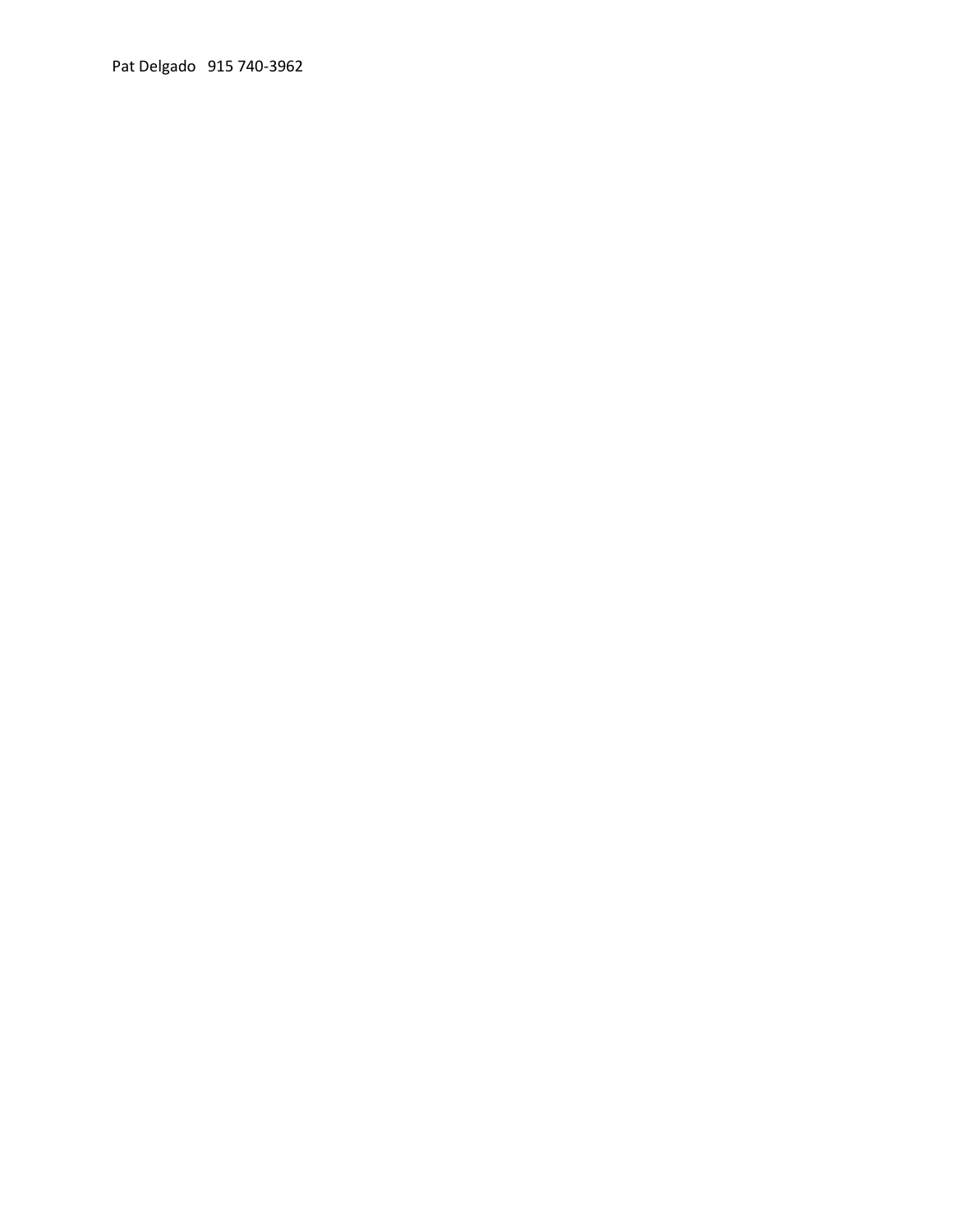Pat Delgado   915 740-3962